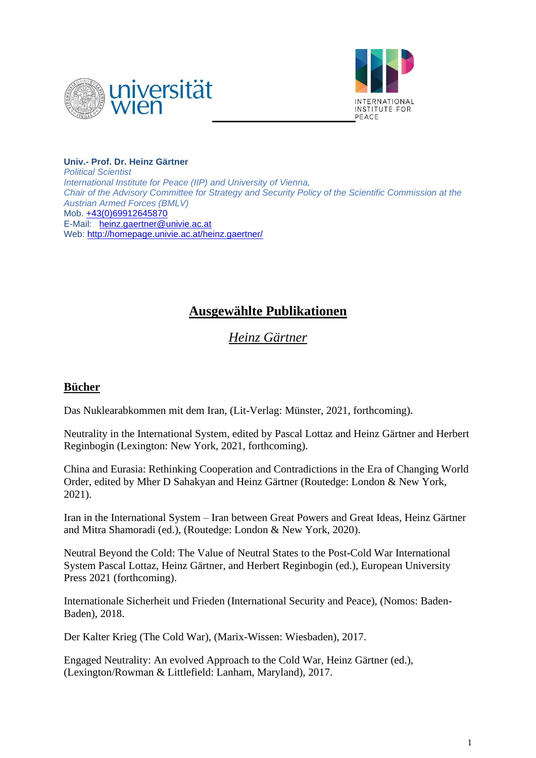**Univ.- Prof. Dr. Heinz Gärtner**
*Political Scientist*
*International Institute for Peace (IIP) and University of Vienna,*
*Chair of the Advisory Committee for Strategy and Security Policy of the Scientific Commission at the Austrian Armed Forces (BMLV)*
Mob. +43(0)69912645870
E-Mail: heinz.gaertner@univie.ac.at
Web: http://homepage.univie.ac.at/heinz.gaertner/

# Ausgewählte Publikationen

## *Heinz Gärtner*

### Bücher

Das Nuklearabkommen mit dem Iran, (Lit-Verlag: Münster, 2021, forthcoming).

Neutrality in the International System, edited by Pascal Lottaz and Heinz Gärtner and Herbert Reginbogin (Lexington: New York, 2021, forthcoming).

China and Eurasia: Rethinking Cooperation and Contradictions in the Era of Changing World Order, edited by Mher D Sahakyan and Heinz Gärtner (Routedge: London & New York, 2021).

Iran in the International System – Iran between Great Powers and Great Ideas, Heinz Gärtner and Mitra Shamoradi (ed.), (Routedge: London & New York, 2020).

Neutral Beyond the Cold: The Value of Neutral States to the Post-Cold War International System Pascal Lottaz, Heinz Gärtner, and Herbert Reginbogin (ed.), European University Press 2021 (forthcoming).

Internationale Sicherheit und Frieden (International Security and Peace), (Nomos: Baden-Baden), 2018.

Der Kalter Krieg (The Cold War), (Marix-Wissen: Wiesbaden), 2017.

Engaged Neutrality: An evolved Approach to the Cold War, Heinz Gärtner (ed.), (Lexington/Rowman & Littlefield: Lanham, Maryland), 2017.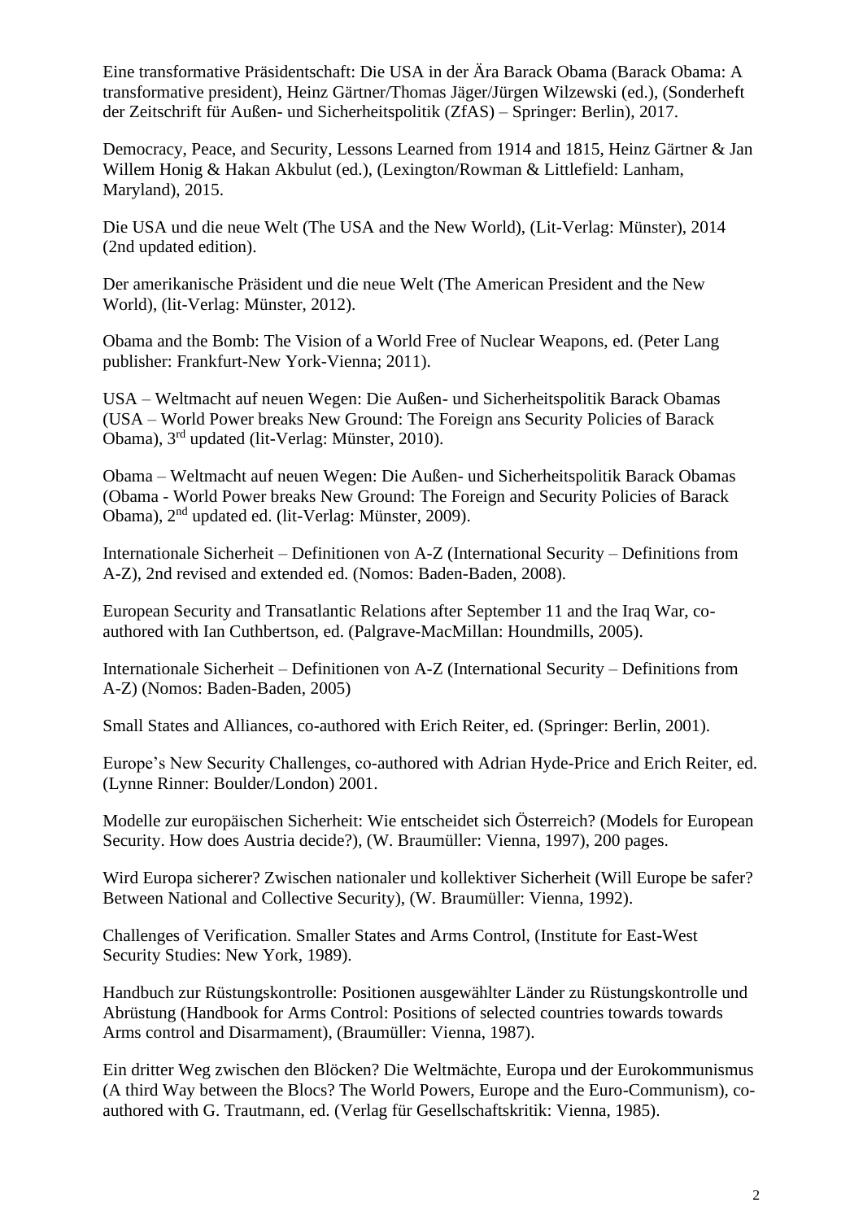Eine transformative Präsidentschaft: Die USA in der Ära Barack Obama (Barack Obama: A transformative president), Heinz Gärtner/Thomas Jäger/Jürgen Wilzewski (ed.), (Sonderheft der Zeitschrift für Außen- und Sicherheitspolitik (ZfAS) – Springer: Berlin), 2017.

Democracy, Peace, and Security, Lessons Learned from 1914 and 1815, Heinz Gärtner & Jan Willem Honig & Hakan Akbulut (ed.), (Lexington/Rowman & Littlefield: Lanham, Maryland), 2015.

Die USA und die neue Welt (The USA and the New World), (Lit-Verlag: Münster), 2014 (2nd updated edition).

Der amerikanische Präsident und die neue Welt (The American President and the New World), (lit-Verlag: Münster, 2012).

Obama and the Bomb: The Vision of a World Free of Nuclear Weapons, ed. (Peter Lang publisher: Frankfurt-New York-Vienna; 2011).

USA – Weltmacht auf neuen Wegen: Die Außen- und Sicherheitspolitik Barack Obamas (USA – World Power breaks New Ground: The Foreign ans Security Policies of Barack Obama), 3rd updated (lit-Verlag: Münster, 2010).

Obama – Weltmacht auf neuen Wegen: Die Außen- und Sicherheitspolitik Barack Obamas (Obama - World Power breaks New Ground: The Foreign and Security Policies of Barack Obama), 2nd updated ed. (lit-Verlag: Münster, 2009).

Internationale Sicherheit – Definitionen von A-Z (International Security – Definitions from A-Z), 2nd revised and extended ed. (Nomos: Baden-Baden, 2008).

European Security and Transatlantic Relations after September 11 and the Iraq War, co-authored with Ian Cuthbertson, ed. (Palgrave-MacMillan: Houndmills, 2005).

Internationale Sicherheit – Definitionen von A-Z (International Security – Definitions from A-Z) (Nomos: Baden-Baden, 2005)

Small States and Alliances, co-authored with Erich Reiter, ed. (Springer: Berlin, 2001).

Europe's New Security Challenges, co-authored with Adrian Hyde-Price and Erich Reiter, ed. (Lynne Rinner: Boulder/London) 2001.

Modelle zur europäischen Sicherheit: Wie entscheidet sich Österreich? (Models for European Security. How does Austria decide?), (W. Braumüller: Vienna, 1997), 200 pages.

Wird Europa sicherer? Zwischen nationaler und kollektiver Sicherheit (Will Europe be safer? Between National and Collective Security), (W. Braumüller: Vienna, 1992).

Challenges of Verification. Smaller States and Arms Control, (Institute for East-West Security Studies: New York, 1989).

Handbuch zur Rüstungskontrolle: Positionen ausgewählter Länder zu Rüstungskontrolle und Abrüstung (Handbook for Arms Control: Positions of selected countries towards towards Arms control and Disarmament), (Braumüller: Vienna, 1987).

Ein dritter Weg zwischen den Blöcken? Die Weltmächte, Europa und der Eurokommunismus (A third Way between the Blocs? The World Powers, Europe and the Euro-Communism), co-authored with G. Trautmann, ed. (Verlag für Gesellschaftskritik: Vienna, 1985).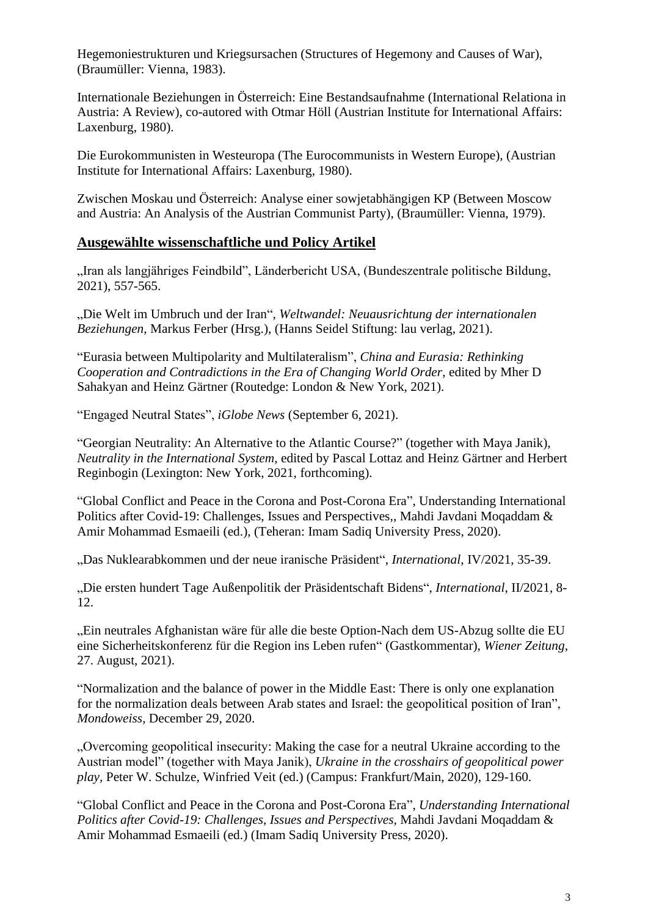Hegemoniestrukturen und Kriegsursachen (Structures of Hegemony and Causes of War), (Braumüller: Vienna, 1983).

Internationale Beziehungen in Österreich: Eine Bestandsaufnahme (International Relationa in Austria: A Review), co-autored with Otmar Höll (Austrian Institute for International Affairs: Laxenburg, 1980).

Die Eurokommunisten in Westeuropa (The Eurocommunists in Western Europe), (Austrian Institute for International Affairs: Laxenburg, 1980).

Zwischen Moskau und Österreich: Analyse einer sowjetabhängigen KP (Between Moscow and Austria: An Analysis of the Austrian Communist Party), (Braumüller: Vienna, 1979).

## Ausgewählte wissenschaftliche und Policy Artikel

„Iran als langjähriges Feindbild", Länderbericht USA, (Bundeszentrale politische Bildung, 2021), 557-565.

„Die Welt im Umbruch und der Iran", *Weltwandel: Neuausrichtung der internationalen Beziehungen*, Markus Ferber (Hrsg.), (Hanns Seidel Stiftung: lau verlag, 2021).

"Eurasia between Multipolarity and Multilateralism", *China and Eurasia: Rethinking Cooperation and Contradictions in the Era of Changing World Order*, edited by Mher D Sahakyan and Heinz Gärtner (Routedge: London & New York, 2021).

"Engaged Neutral States", *iGlobe News* (September 6, 2021).

"Georgian Neutrality: An Alternative to the Atlantic Course?" (together with Maya Janik), *Neutrality in the International System*, edited by Pascal Lottaz and Heinz Gärtner and Herbert Reginbogin (Lexington: New York, 2021, forthcoming).

"Global Conflict and Peace in the Corona and Post-Corona Era", Understanding International Politics after Covid-19: Challenges, Issues and Perspectives,, Mahdi Javdani Moqaddam & Amir Mohammad Esmaeili (ed.), (Teheran: Imam Sadiq University Press, 2020).

„Das Nuklearabkommen und der neue iranische Präsident", *International*, IV/2021, 35-39.

„Die ersten hundert Tage Außenpolitik der Präsidentschaft Bidens", *International*, II/2021, 8-12.

„Ein neutrales Afghanistan wäre für alle die beste Option-Nach dem US-Abzug sollte die EU eine Sicherheitskonferenz für die Region ins Leben rufen" (Gastkommentar), *Wiener Zeitung*, 27. August, 2021).

"Normalization and the balance of power in the Middle East: There is only one explanation for the normalization deals between Arab states and Israel: the geopolitical position of Iran", *Mondoweiss*, December 29, 2020.

„Overcoming geopolitical insecurity: Making the case for a neutral Ukraine according to the Austrian model" (together with Maya Janik), *Ukraine in the crosshairs of geopolitical power play*, Peter W. Schulze, Winfried Veit (ed.) (Campus: Frankfurt/Main, 2020), 129-160.

"Global Conflict and Peace in the Corona and Post-Corona Era", *Understanding International Politics after Covid-19: Challenges, Issues and Perspectives,* Mahdi Javdani Moqaddam & Amir Mohammad Esmaeili (ed.) (Imam Sadiq University Press, 2020).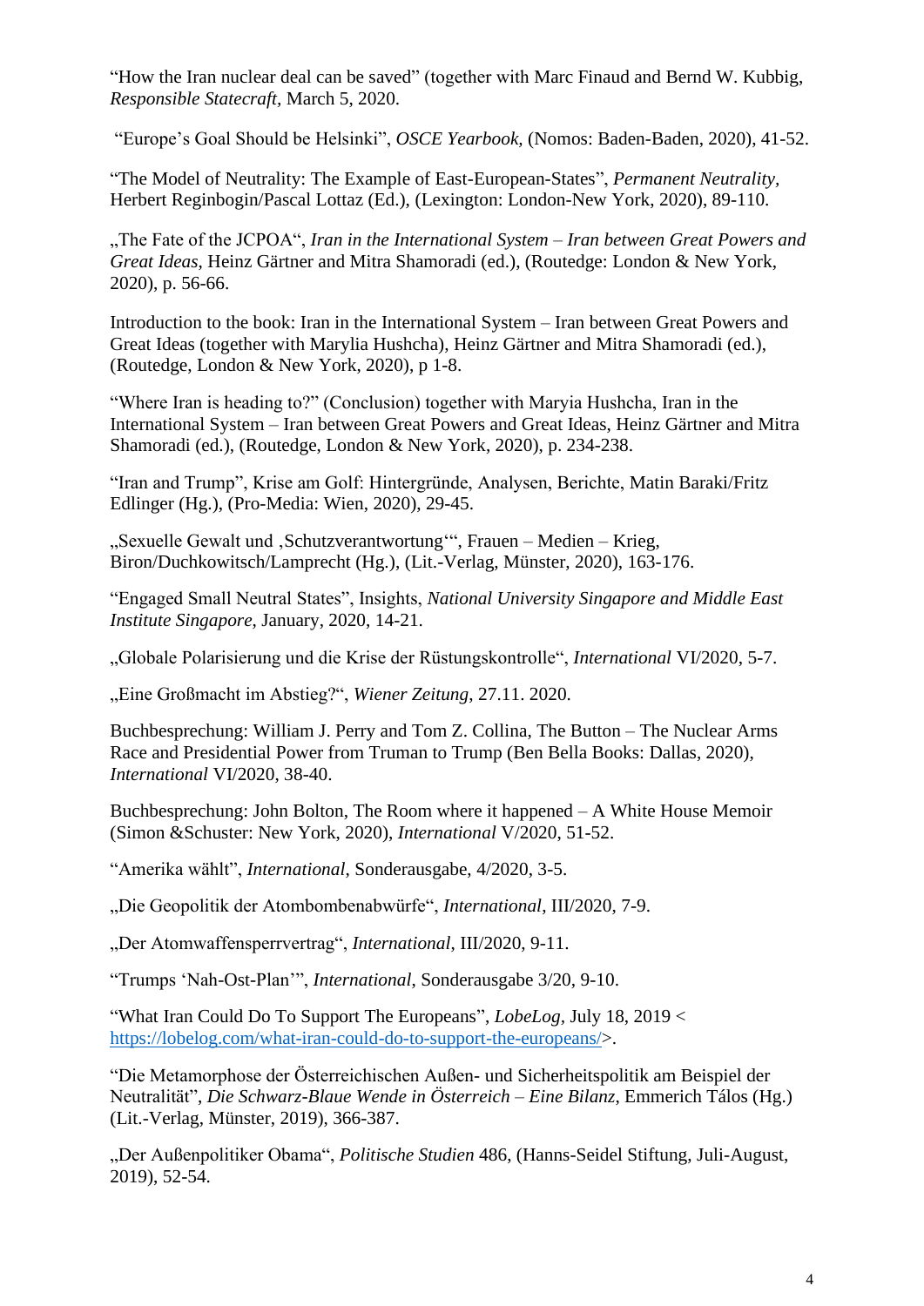"How the Iran nuclear deal can be saved" (together with Marc Finaud and Bernd W. Kubbig, *Responsible Statecraft*, March 5, 2020.

"Europe's Goal Should be Helsinki", *OSCE Yearbook*, (Nomos: Baden-Baden, 2020), 41-52.

"The Model of Neutrality: The Example of East-European-States", *Permanent Neutrality*, Herbert Reginbogin/Pascal Lottaz (Ed.), (Lexington: London-New York, 2020), 89-110.

„The Fate of the JCPOA", *Iran in the International System – Iran between Great Powers and Great Ideas*, Heinz Gärtner and Mitra Shamoradi (ed.), (Routedge: London & New York, 2020), p. 56-66.

Introduction to the book: Iran in the International System – Iran between Great Powers and Great Ideas (together with Marylia Hushcha), Heinz Gärtner and Mitra Shamoradi (ed.), (Routedge, London & New York, 2020), p 1-8.

"Where Iran is heading to?" (Conclusion) together with Maryia Hushcha, Iran in the International System – Iran between Great Powers and Great Ideas, Heinz Gärtner and Mitra Shamoradi (ed.), (Routedge, London & New York, 2020), p. 234-238.

"Iran and Trump", Krise am Golf: Hintergründe, Analysen, Berichte, Matin Baraki/Fritz Edlinger (Hg.), (Pro-Media: Wien, 2020), 29-45.

„Sexuelle Gewalt und ‚Schutzverantwortung'", Frauen – Medien – Krieg, Biron/Duchkowitsch/Lamprecht (Hg.), (Lit.-Verlag, Münster, 2020), 163-176.

"Engaged Small Neutral States", Insights, *National University Singapore and Middle East Institute Singapore*, January, 2020, 14-21.

„Globale Polarisierung und die Krise der Rüstungskontrolle", *International* VI/2020, 5-7.

„Eine Großmacht im Abstieg?", *Wiener Zeitung*, 27.11. 2020.

Buchbesprechung: William J. Perry and Tom Z. Collina, The Button – The Nuclear Arms Race and Presidential Power from Truman to Trump (Ben Bella Books: Dallas, 2020), *International* VI/2020, 38-40.

Buchbesprechung: John Bolton, The Room where it happened – A White House Memoir (Simon &Schuster: New York, 2020), *International* V/2020, 51-52.

"Amerika wählt", *International*, Sonderausgabe, 4/2020, 3-5.

„Die Geopolitik der Atombombenabwürfe", *International*, III/2020, 7-9.

„Der Atomwaffensperrvertrag", *International*, III/2020, 9-11.

"Trumps 'Nah-Ost-Plan'", *International*, Sonderausgabe 3/20, 9-10.

"What Iran Could Do To Support The Europeans", *LobeLog*, July 18, 2019 < https://lobelog.com/what-iran-could-do-to-support-the-europeans/>.

"Die Metamorphose der Österreichischen Außen- und Sicherheitspolitik am Beispiel der Neutralität", *Die Schwarz-Blaue Wende in Österreich – Eine Bilanz*, Emmerich Tálos (Hg.) (Lit.-Verlag, Münster, 2019), 366-387.

„Der Außenpolitiker Obama", *Politische Studien* 486, (Hanns-Seidel Stiftung, Juli-August, 2019), 52-54.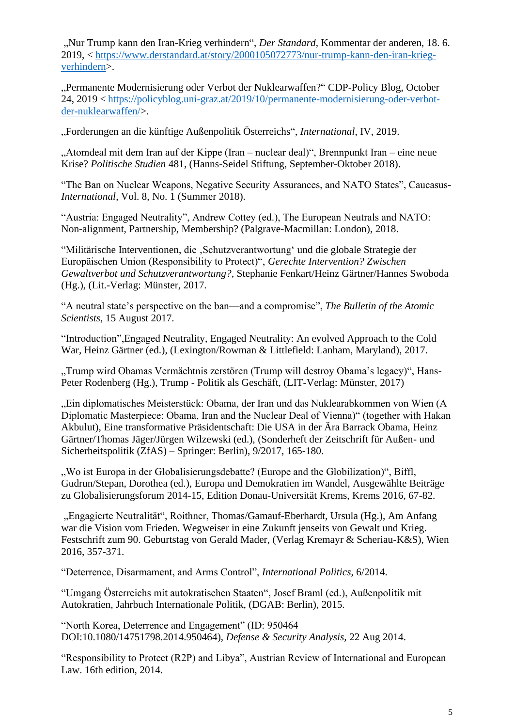„Nur Trump kann den Iran-Krieg verhindern", *Der Standard*, Kommentar der anderen, 18. 6. 2019, < https://www.derstandard.at/story/2000105072773/nur-trump-kann-den-iran-krieg-verhindern>.

„Permanente Modernisierung oder Verbot der Nuklearwaffen?" CDP-Policy Blog, October 24, 2019 < https://policyblog.uni-graz.at/2019/10/permanente-modernisierung-oder-verbot-der-nuklearwaffen/>.

„Forderungen an die künftige Außenpolitik Österreichs", *International*, IV, 2019.

„Atomdeal mit dem Iran auf der Kippe (Iran – nuclear deal)", Brennpunkt Iran – eine neue Krise? *Politische Studien* 481, (Hanns-Seidel Stiftung, September-Oktober 2018).

"The Ban on Nuclear Weapons, Negative Security Assurances, and NATO States", Caucasus-*International*, Vol. 8, No. 1 (Summer 2018).

"Austria: Engaged Neutrality", Andrew Cottey (ed.), The European Neutrals and NATO: Non-alignment, Partnership, Membership? (Palgrave-Macmillan: London), 2018.

"Militärische Interventionen, die ‚Schutzverantwortung' und die globale Strategie der Europäischen Union (Responsibility to Protect)", *Gerechte Intervention? Zwischen Gewaltverbot und Schutzverantwortung?*, Stephanie Fenkart/Heinz Gärtner/Hannes Swoboda (Hg.), (Lit.-Verlag: Münster, 2017.

"A neutral state's perspective on the ban—and a compromise", *The Bulletin of the Atomic Scientists*, 15 August 2017.

"Introduction",Engaged Neutrality, Engaged Neutrality: An evolved Approach to the Cold War, Heinz Gärtner (ed.), (Lexington/Rowman & Littlefield: Lanham, Maryland), 2017.

„Trump wird Obamas Vermächtnis zerstören (Trump will destroy Obama's legacy)", Hans-Peter Rodenberg (Hg.), Trump - Politik als Geschäft, (LIT-Verlag: Münster, 2017)

„Ein diplomatisches Meisterstück: Obama, der Iran und das Nuklearabkommen von Wien (A Diplomatic Masterpiece: Obama, Iran and the Nuclear Deal of Vienna)" (together with Hakan Akbulut), Eine transformative Präsidentschaft: Die USA in der Ära Barrack Obama, Heinz Gärtner/Thomas Jäger/Jürgen Wilzewski (ed.), (Sonderheft der Zeitschrift für Außen- und Sicherheitspolitik (ZfAS) – Springer: Berlin), 9/2017, 165-180.

„Wo ist Europa in der Globalisierungsdebatte? (Europe and the Globilization)", Biffl, Gudrun/Stepan, Dorothea (ed.), Europa und Demokratien im Wandel, Ausgewählte Beiträge zu Globalisierungsforum 2014-15, Edition Donau-Universität Krems, Krems 2016, 67-82.

„Engagierte Neutralität", Roithner, Thomas/Gamauf-Eberhardt, Ursula (Hg.), Am Anfang war die Vision vom Frieden. Wegweiser in eine Zukunft jenseits von Gewalt und Krieg. Festschrift zum 90. Geburtstag von Gerald Mader, (Verlag Kremayr & Scheriau-K&S), Wien 2016, 357-371.

"Deterrence, Disarmament, and Arms Control", *International Politics*, 6/2014.

"Umgang Österreichs mit autokratischen Staaten", Josef Braml (ed.), Außenpolitik mit Autokratien, Jahrbuch Internationale Politik, (DGAB: Berlin), 2015.

"North Korea, Deterrence and Engagement" (ID: 950464 DOI:10.1080/14751798.2014.950464), *Defense & Security Analysis*, 22 Aug 2014.

"Responsibility to Protect (R2P) and Libya", Austrian Review of International and European Law. 16th edition, 2014.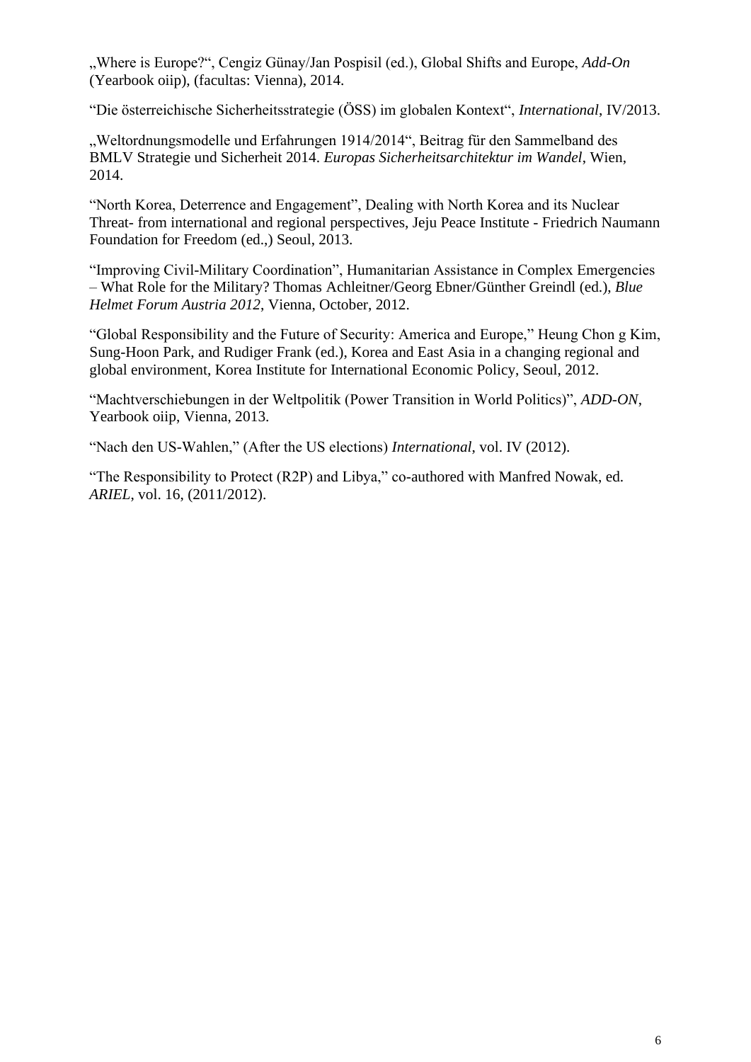„Where is Europe?", Cengiz Günay/Jan Pospisil (ed.), Global Shifts and Europe, *Add-On* (Yearbook oiip), (facultas: Vienna), 2014.

"Die österreichische Sicherheitsstrategie (ÖSS) im globalen Kontext", *International*, IV/2013.

„Weltordnungsmodelle und Erfahrungen 1914/2014", Beitrag für den Sammelband des BMLV Strategie und Sicherheit 2014. *Europas Sicherheitsarchitektur im Wandel*, Wien, 2014.

"North Korea, Deterrence and Engagement", Dealing with North Korea and its Nuclear Threat- from international and regional perspectives, Jeju Peace Institute - Friedrich Naumann Foundation for Freedom (ed.,) Seoul, 2013.

"Improving Civil-Military Coordination", Humanitarian Assistance in Complex Emergencies – What Role for the Military? Thomas Achleitner/Georg Ebner/Günther Greindl (ed.), *Blue Helmet Forum Austria 2012*, Vienna, October, 2012.

"Global Responsibility and the Future of Security: America and Europe," Heung Chon g Kim, Sung-Hoon Park, and Rudiger Frank (ed.), Korea and East Asia in a changing regional and global environment, Korea Institute for International Economic Policy, Seoul, 2012.

"Machtverschiebungen in der Weltpolitik (Power Transition in World Politics)", *ADD-ON*, Yearbook oiip, Vienna, 2013.

"Nach den US-Wahlen," (After the US elections) *International*, vol. IV (2012).

"The Responsibility to Protect (R2P) and Libya," co-authored with Manfred Nowak, ed. *ARIEL*, vol. 16, (2011/2012).